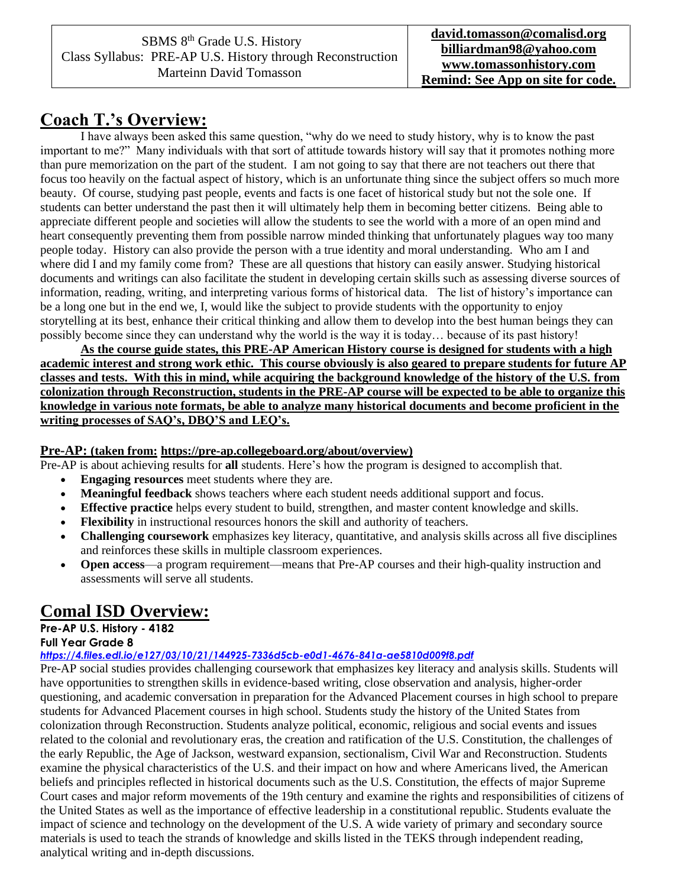| SBMS 8th Grade U.S. History<br>Class Syllabus: PRE-AP U.S. History through Reconstruction<br>Marteinn David Tomasson | **david.tomasson@comalisd.org**<br>**billiardman98@yahoo.com**<br>**www.tomassonhistory.com**<br>**Remind: See App on site for code.** |
|---|---|

## Coach T.'s Overview:

I have always been asked this same question, "why do we need to study history, why is to know the past important to me?" Many individuals with that sort of attitude towards history will say that it promotes nothing more than pure memorization on the part of the student. I am not going to say that there are not teachers out there that focus too heavily on the factual aspect of history, which is an unfortunate thing since the subject offers so much more beauty. Of course, studying past people, events and facts is one facet of historical study but not the sole one. If students can better understand the past then it will ultimately help them in becoming better citizens. Being able to appreciate different people and societies will allow the students to see the world with a more of an open mind and heart consequently preventing them from possible narrow minded thinking that unfortunately plagues way too many people today. History can also provide the person with a true identity and moral understanding. Who am I and where did I and my family come from? These are all questions that history can easily answer. Studying historical documents and writings can also facilitate the student in developing certain skills such as assessing diverse sources of information, reading, writing, and interpreting various forms of historical data. The list of history's importance can be a long one but in the end we, I, would like the subject to provide students with the opportunity to enjoy storytelling at its best, enhance their critical thinking and allow them to develop into the best human beings they can possibly become since they can understand why the world is the way it is today… because of its past history!

**As the course guide states, this PRE-AP American History course is designed for students with a high academic interest and strong work ethic. This course obviously is also geared to prepare students for future AP classes and tests. With this in mind, while acquiring the background knowledge of the history of the U.S. from colonization through Reconstruction, students in the PRE-AP course will be expected to be able to organize this knowledge in various note formats, be able to analyze many historical documents and become proficient in the writing processes of SAQ's, DBQ'S and LEQ's.**

**Pre-AP: (taken from: https://pre-ap.collegeboard.org/about/overview)**

Pre-AP is about achieving results for **all** students. Here's how the program is designed to accomplish that.

- **Engaging resources** meet students where they are.
- **Meaningful feedback** shows teachers where each student needs additional support and focus.
- **Effective practice** helps every student to build, strengthen, and master content knowledge and skills.
- **Flexibility** in instructional resources honors the skill and authority of teachers.
- **Challenging coursework** emphasizes key literacy, quantitative, and analysis skills across all five disciplines and reinforces these skills in multiple classroom experiences.
- **Open access**—a program requirement—means that Pre-AP courses and their high-quality instruction and assessments will serve all students.

## Comal ISD Overview:

**Pre-AP U.S. History - 4182**
**Full Year Grade 8**
***https://4.files.edl.io/e127/03/10/21/144925-7336d5cb-e0d1-4676-841a-ae5810d009f8.pdf***

Pre-AP social studies provides challenging coursework that emphasizes key literacy and analysis skills. Students will have opportunities to strengthen skills in evidence-based writing, close observation and analysis, higher-order questioning, and academic conversation in preparation for the Advanced Placement courses in high school to prepare students for Advanced Placement courses in high school. Students study the history of the United States from colonization through Reconstruction. Students analyze political, economic, religious and social events and issues related to the colonial and revolutionary eras, the creation and ratification of the U.S. Constitution, the challenges of the early Republic, the Age of Jackson, westward expansion, sectionalism, Civil War and Reconstruction. Students examine the physical characteristics of the U.S. and their impact on how and where Americans lived, the American beliefs and principles reflected in historical documents such as the U.S. Constitution, the effects of major Supreme Court cases and major reform movements of the 19th century and examine the rights and responsibilities of citizens of the United States as well as the importance of effective leadership in a constitutional republic. Students evaluate the impact of science and technology on the development of the U.S. A wide variety of primary and secondary source materials is used to teach the strands of knowledge and skills listed in the TEKS through independent reading, analytical writing and in-depth discussions.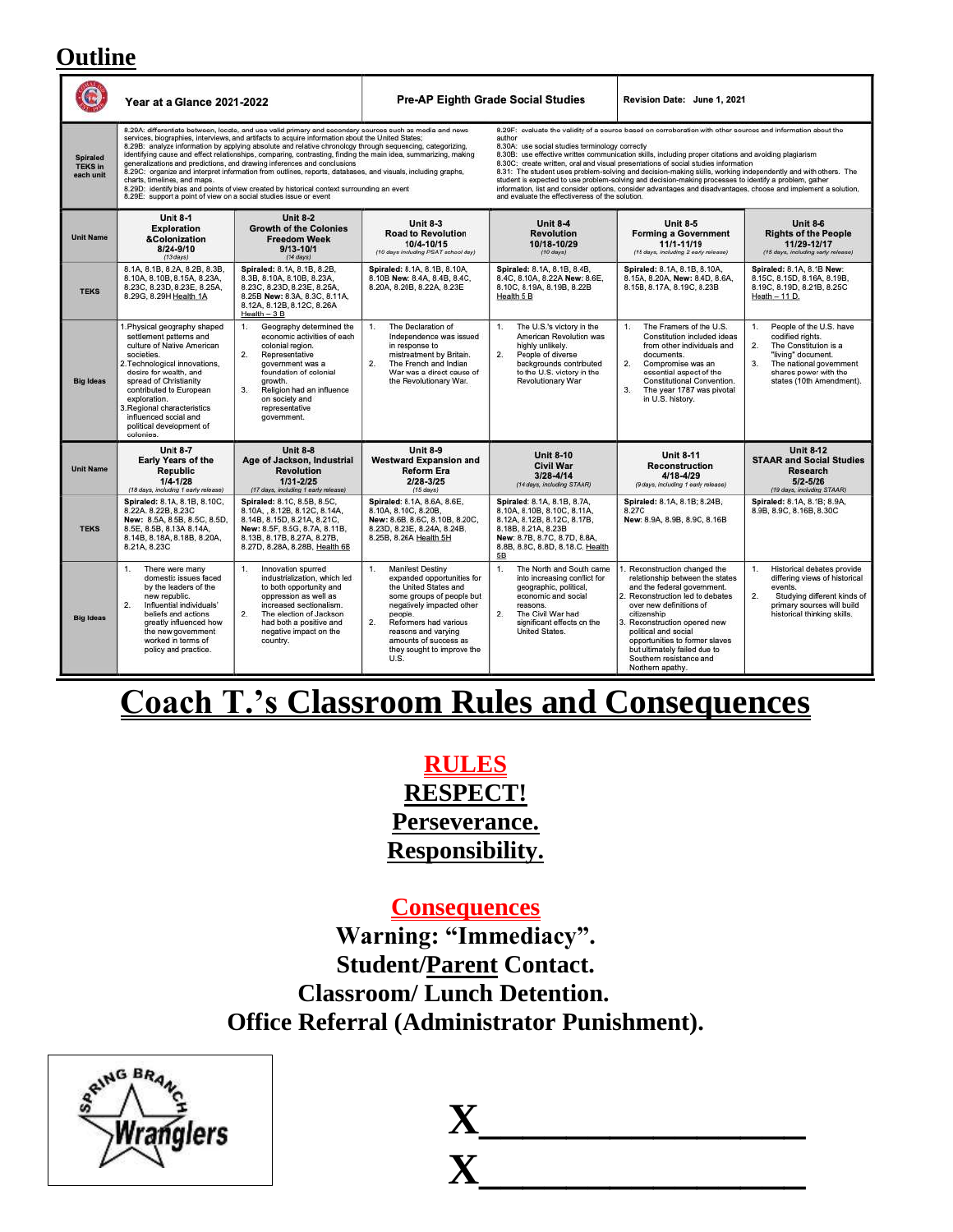## Outline

| | Year at a Glance 2021-2022 | | Pre-AP Eighth Grade Social Studies | | Revision Date: June 1, 2021 | |
|---|---|---|---|---|---|---|
| **Spiraled TEKS in each unit** | 8.29A: differentiate between, locate, and use valid primary and secondary sources such as media and news services, biographies, interviews, and artifacts to acquire information about the United States; 8.29B: analyze information by applying absolute and relative chronology through sequencing, categorizing, identifying cause and effect relationships, comparing, contrasting, finding the main idea, summarizing, making generalizations and predictions, and drawing inferences and conclusions 8.29C: organize and interpret information from outlines, reports, databases, and visuals, including graphs, charts, timelines, and maps. 8.29D: identify bias and points of view created by historical context surrounding an event 8.29E: support a point of view on a social studies issue or event | | | 8.29F: evaluate the validity of a source based on corroboration with other sources and information about the author 8.30A: use social studies terminology correctly 8.30B: use effective written communication skills, including proper citations and avoiding plagiarism 8.30C: create written, oral and visual presentations of social studies information 8.31: The student uses problem-solving and decision-making skills, working independently and with others. The student is expected to use problem-solving and decision-making processes to identify a problem, gather information, list and consider options, consider advantages and disadvantages, choose and implement a solution, and evaluate the effectiveness of the solution. | | |
| **Unit Name** | **Unit 8-1 Exploration &Colonization 8/24-9/10** (13 days) | **Unit 8-2 Growth of the Colonies Freedom Week 9/13-10/1** (14 days) | **Unit 8-3 Road to Revolution 10/4-10/15** (10 days including PSAT school day) | **Unit 8-4 Revolution 10/18-10/29** (10 days) | **Unit 8-5 Forming a Government 11/1-11/19** (15 days, including 2 early release) | **Unit 8-6 Rights of the People 11/29-12/17** (15 days, including early release) |
| **TEKS** | 8.1A, 8.1B, 8.2A, 8.2B, 8.3B, 8.10A, 8.10B, 8.15A, 8.23A, 8.23C, 8.23D, 8.23E, 8.25A, 8.29G, 8.29H Health 1A | **Spiraled:** 8.1A, 8.1B, 8.2B, 8.3B, 8.10A, 8.10B, 8.23A, 8.23C, 8.23D, 8.23E, 8.25A, 8.25B **New:** 8.3A, 8.3C, 8.11A, 8.12A, 8.12B, 8.12C, 8.26A Health – 3 B | **Spiraled:** 8.1A, 8.1B, 8.10A, 8.10B **New:** 8.4A, 8.4B, 8.4C, 8.20A, 8.20B, 8.22A, 8.23E | **Spiraled:** 8.1A, 8.1B, 8.4B, 8.4C, 8.10A, 8.22A **New:** 8.6E, 8.10C, 8.19A, 8.19B, 8.22B Health 5 B | **Spiraled:** 8.1A, 8.1B, 8.10A, 8.15A, 8.20A, **New:** 8.4D, 8.6A, 8.15B, 8.17A, 8.19C, 8.23B | **Spiraled:** 8.1A, 8.1B **New:** 8.15C, 8.15D, 8.16A, 8.19B, 8.19C, 8.19D, 8.21B, 8.25C Heath – 11 D. |
| **Big Ideas** | 1. Physical geography shaped settlement patterns and culture of Native American societies. 2. Technological innovations, desire for wealth, and spread of Christianity contributed to European exploration. 3. Regional characteristics influenced social and political development of colonies. | 1. Geography determined the economic activities of each colonial region. 2. Representative government was a foundation of colonial growth. 3. Religion had an influence on society and representative government. | 1. The Declaration of Independence was issued in response to mistreatment by Britain. 2. The French and Indian War was a direct cause of the Revolutionary War. | 1. The U.S.'s victory in the American Revolution was highly unlikely. 2. People of diverse backgrounds contributed to the U.S. victory in the Revolutionary War | 1. The Framers of the U.S. Constitution included ideas from other individuals and documents. 2. Compromise was an essential aspect of the Constitutional Convention. 3. The year 1787 was pivotal in U.S. history. | 1. People of the U.S. have codified rights. 2. The Constitution is a "living" document. 3. The national government shares power with the states (10th Amendment). |
| **Unit Name** | **Unit 8-7 Early Years of the Republic 1/4-1/28** (18 days, including 1 early release) | **Unit 8-8 Age of Jackson, Industrial Revolution 1/31-2/25** (17 days, including 1 early release) | **Unit 8-9 Westward Expansion and Reform Era 2/28-3/25** (15 days) | **Unit 8-10 Civil War 3/28-4/14** (14 days, including STAAR) | **Unit 8-11 Reconstruction 4/18-4/29** (9 days, including 1 early release) | **Unit 8-12 STAAR and Social Studies Research 5/2-5/26** (19 days, including STAAR) |
| **TEKS** | **Spiraled:** 8.1A, 8.1B, 8.10C, 8.22A, 8.22B, 8.23C **New:** 8.5A, 8.5B, 8.5C, 8.5D, 8.5E, 8.5B, 8.13A, 8.14A, 8.14B, 8.18A, 8.18B, 8.20A, 8.21A, 8.23C | **Spiraled:** 8.1C, 8.5B, 8.5C, 8.10A, , 8.12B, 8.12C, 8.14A, 8.14B, 8.15D, 8.21A, 8.21C, **New:** 8.5F, 8.5G, 8.7A, 8.11B, 8.13B, 8.17B, 8.27A, 8.27B, 8.27D, 8.28A, 8.28B, Health 6B | **Spiraled:** 8.1A, 8.6A, 8.6E, 8.10A, 8.10C, 8.20B, **New:** 8.6B, 8.6C, 8.10B, 8.20C, 8.23D, 8.23E, 8.24A, 8.24B, 8.25B, 8.26A Health 5H | **Spiraled:** 8.1A, 8.1B, 8.7A, 8.10A, 8.10B, 8.10C, 8.11A, 8.12A, 8.12B, 8.12C, 8.17B, 8.18B, 8.21A, 8.23B **New:** 8.7B, 8.7C, 8.7D, 8.8A, 8.8B, 8.8C, 8.8D, 8.18.C. Health 5B | **Spiraled:** 8.1A, 8.1B; 8.24B, 8.27C **New:** 8.9A, 8.9B, 8.9C, 8.16B | **Spiraled:** 8.1A, 8.1B; 8.9A, 8.9B, 8.9C, 8.16B, 8.30C |
| **Big Ideas** | 1. There were many domestic issues faced by the leaders of the new republic. 2. Influential individuals' beliefs and actions greatly influenced how the new government worked in terms of policy and practice. | 1. Innovation spurred industrialization, which led to both opportunity and oppression as well as increased sectionalism. 2. The election of Jackson had both a positive and negative impact on the country. | 1. Manifest Destiny expanded opportunities for the United States and some groups of people but negatively impacted other people. 2. Reformers had various reasons and varying amounts of success as they sought to improve the U.S. | 1. The North and South came into increasing conflict for geographic, political, economic and social reasons. 2. The Civil War had significant effects on the United States. | 1. Reconstruction changed the relationship between the states and the federal government. 2. Reconstruction led to debates over new definitions of citizenship 3. Reconstruction opened new political and social opportunities to former slaves but ultimately failed due to Southern resistance and Northern apathy. | 1. Historical debates provide differing views of historical events. 2. Studying different kinds of primary sources will build historical thinking skills. |

# Coach T.'s Classroom Rules and Consequences

## RULES

**RESPECT!**

**Perseverance.**

**Responsibility.**

## Consequences

**Warning: "Immediacy".**

**Student/Parent Contact.**

**Classroom/ Lunch Detention.**

**Office Referral (Administrator Punishment).**

Spring Branch Wranglers

X_______________

X_______________